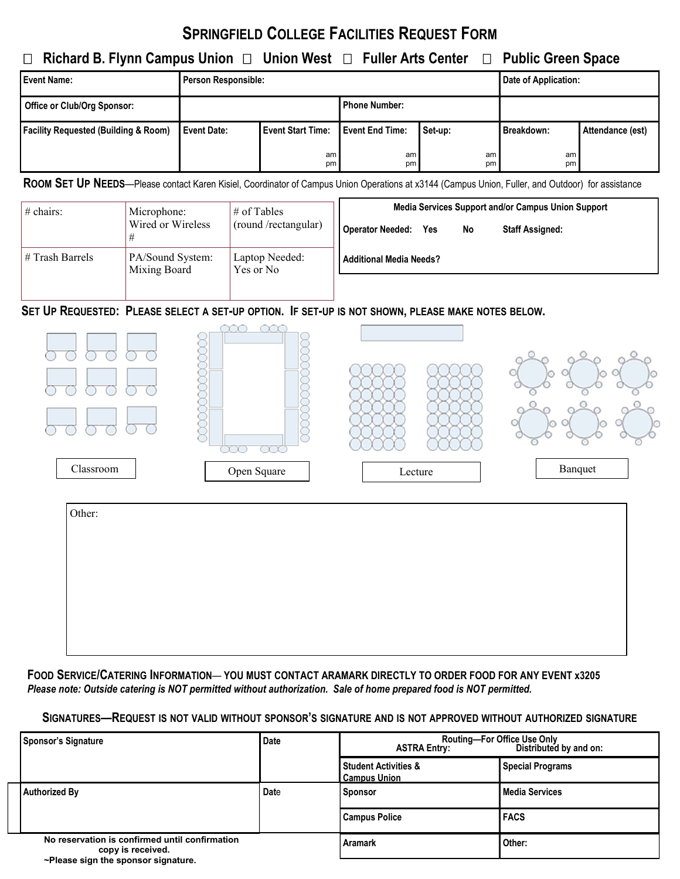# SPRINGFIELD COLLEGE FACILITIES REQUEST FORM

☐ **Richard B. Flynn Campus Union** ☐ **Union West** ☐ **Fuller Arts Center** ☐ **Public Green Space**

| Event Name: | Person Responsible: | | | | Date of Application: | |
|---|---|---|---|---|---|---|
| Office or Club/Org Sponsor: | | | Phone Number: | | | |
| Facility Requested (Building & Room) | Event Date: | Event Start Time: am pm | Event End Time: am pm | Set-up: am pm | Breakdown: am pm | Attendance (est) |

**ROOM SET UP NEEDS**—Please contact Karen Kisiel, Coordinator of Campus Union Operations at x3144 (Campus Union, Fuller, and Outdoor) for assistance

| # chairs: | Microphone: Wired or Wireless # | # of Tables (round /rectangular) |
|---|---|---|
| # Trash Barrels | PA/Sound System: Mixing Board | Laptop Needed: Yes or No |

| Media Services Support and/or Campus Union Support | |
|---|---|
| Operator Needed: Yes No | Staff Assigned: |
| Additional Media Needs? | |

**SET UP REQUESTED: PLEASE SELECT A SET-UP OPTION. IF SET-UP IS NOT SHOWN, PLEASE MAKE NOTES BELOW.**

Classroom | Open Square | Lecture | Banquet

Other:

**FOOD SERVICE/CATERING INFORMATION— YOU MUST CONTACT ARAMARK DIRECTLY TO ORDER FOOD FOR ANY EVENT x3205**

***Please note: Outside catering is NOT permitted without authorization. Sale of home prepared food is NOT permitted.***

**SIGNATURES—REQUEST IS NOT VALID WITHOUT SPONSOR'S SIGNATURE AND IS NOT APPROVED WITHOUT AUTHORIZED SIGNATURE**

| Sponsor's Signature | Date | Routing—For Office Use Only ASTRA Entry: | Distributed by and on: |
|---|---|---|---|
| | | Student Activities & Campus Union | Special Programs |
| Authorized By | Date | Sponsor | Media Services |
| | | Campus Police | FACS |
| | | Aramark | Other: |

**No reservation is confirmed until confirmation copy is received.**

**~Please sign the sponsor signature.**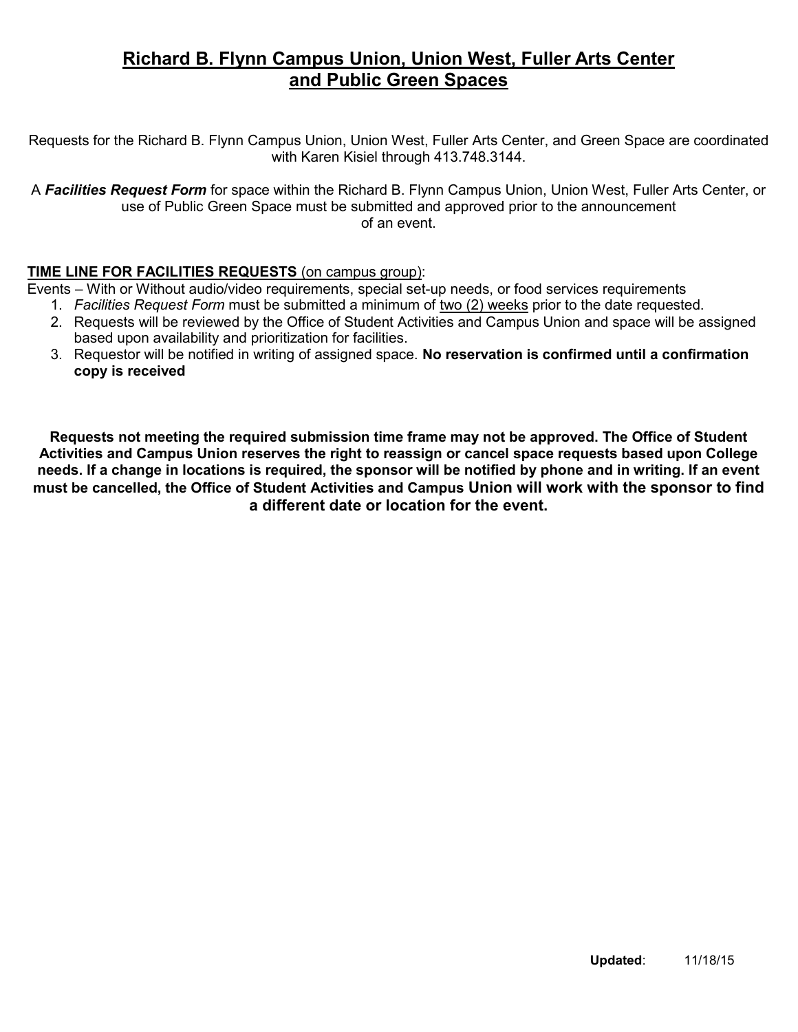# Richard B. Flynn Campus Union, Union West, Fuller Arts Center and Public Green Spaces

Requests for the Richard B. Flynn Campus Union, Union West, Fuller Arts Center, and Green Space are coordinated with Karen Kisiel through 413.748.3144.

A ***Facilities Request Form*** for space within the Richard B. Flynn Campus Union, Union West, Fuller Arts Center, or use of Public Green Space must be submitted and approved prior to the announcement of an event.

**TIME LINE FOR FACILITIES REQUESTS** (on campus group):

Events – With or Without audio/video requirements, special set-up needs, or food services requirements

1. *Facilities Request Form* must be submitted a minimum of two (2) weeks prior to the date requested.
2. Requests will be reviewed by the Office of Student Activities and Campus Union and space will be assigned based upon availability and prioritization for facilities.
3. Requestor will be notified in writing of assigned space. **No reservation is confirmed until a confirmation copy is received**

**Requests not meeting the required submission time frame may not be approved. The Office of Student Activities and Campus Union reserves the right to reassign or cancel space requests based upon College needs. If a change in locations is required, the sponsor will be notified by phone and in writing. If an event must be cancelled, the Office of Student Activities and Campus Union will work with the sponsor to find a different date or location for the event.**

**Updated**: 11/18/15